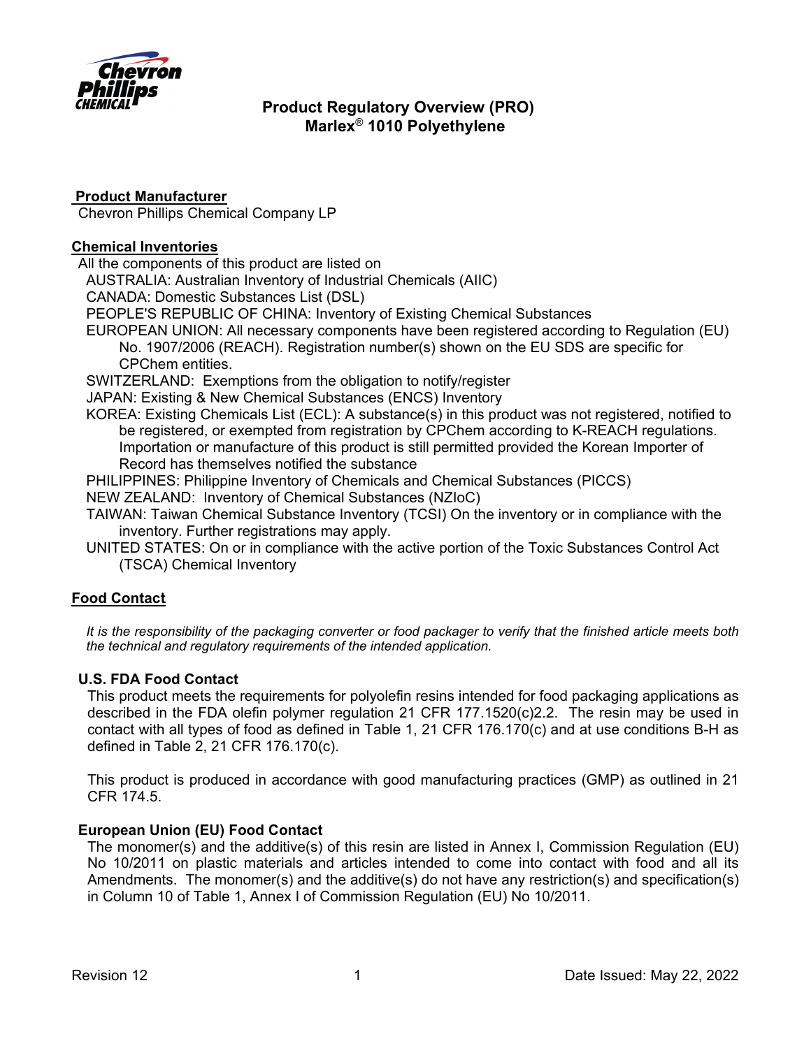# Product Regulatory Overview (PRO)
# Marlex® 1010 Polyethylene

**Product Manufacturer**

Chevron Phillips Chemical Company LP

**Chemical Inventories**

All the components of this product are listed on

- AUSTRALIA: Australian Inventory of Industrial Chemicals (AIIC)
- CANADA: Domestic Substances List (DSL)
- PEOPLE'S REPUBLIC OF CHINA: Inventory of Existing Chemical Substances
- EUROPEAN UNION: All necessary components have been registered according to Regulation (EU) No. 1907/2006 (REACH). Registration number(s) shown on the EU SDS are specific for CPChem entities.
- SWITZERLAND: Exemptions from the obligation to notify/register
- JAPAN: Existing & New Chemical Substances (ENCS) Inventory
- KOREA: Existing Chemicals List (ECL): A substance(s) in this product was not registered, notified to be registered, or exempted from registration by CPChem according to K-REACH regulations. Importation or manufacture of this product is still permitted provided the Korean Importer of Record has themselves notified the substance
- PHILIPPINES: Philippine Inventory of Chemicals and Chemical Substances (PICCS)
- NEW ZEALAND: Inventory of Chemical Substances (NZIoC)
- TAIWAN: Taiwan Chemical Substance Inventory (TCSI) On the inventory or in compliance with the inventory. Further registrations may apply.
- UNITED STATES: On or in compliance with the active portion of the Toxic Substances Control Act (TSCA) Chemical Inventory

**Food Contact**

*It is the responsibility of the packaging converter or food packager to verify that the finished article meets both the technical and regulatory requirements of the intended application.*

**U.S. FDA Food Contact**

This product meets the requirements for polyolefin resins intended for food packaging applications as described in the FDA olefin polymer regulation 21 CFR 177.1520(c)2.2. The resin may be used in contact with all types of food as defined in Table 1, 21 CFR 176.170(c) and at use conditions B-H as defined in Table 2, 21 CFR 176.170(c).

This product is produced in accordance with good manufacturing practices (GMP) as outlined in 21 CFR 174.5.

**European Union (EU) Food Contact**

The monomer(s) and the additive(s) of this resin are listed in Annex I, Commission Regulation (EU) No 10/2011 on plastic materials and articles intended to come into contact with food and all its Amendments. The monomer(s) and the additive(s) do not have any restriction(s) and specification(s) in Column 10 of Table 1, Annex I of Commission Regulation (EU) No 10/2011.

Revision 12 Date Issued: May 22, 2022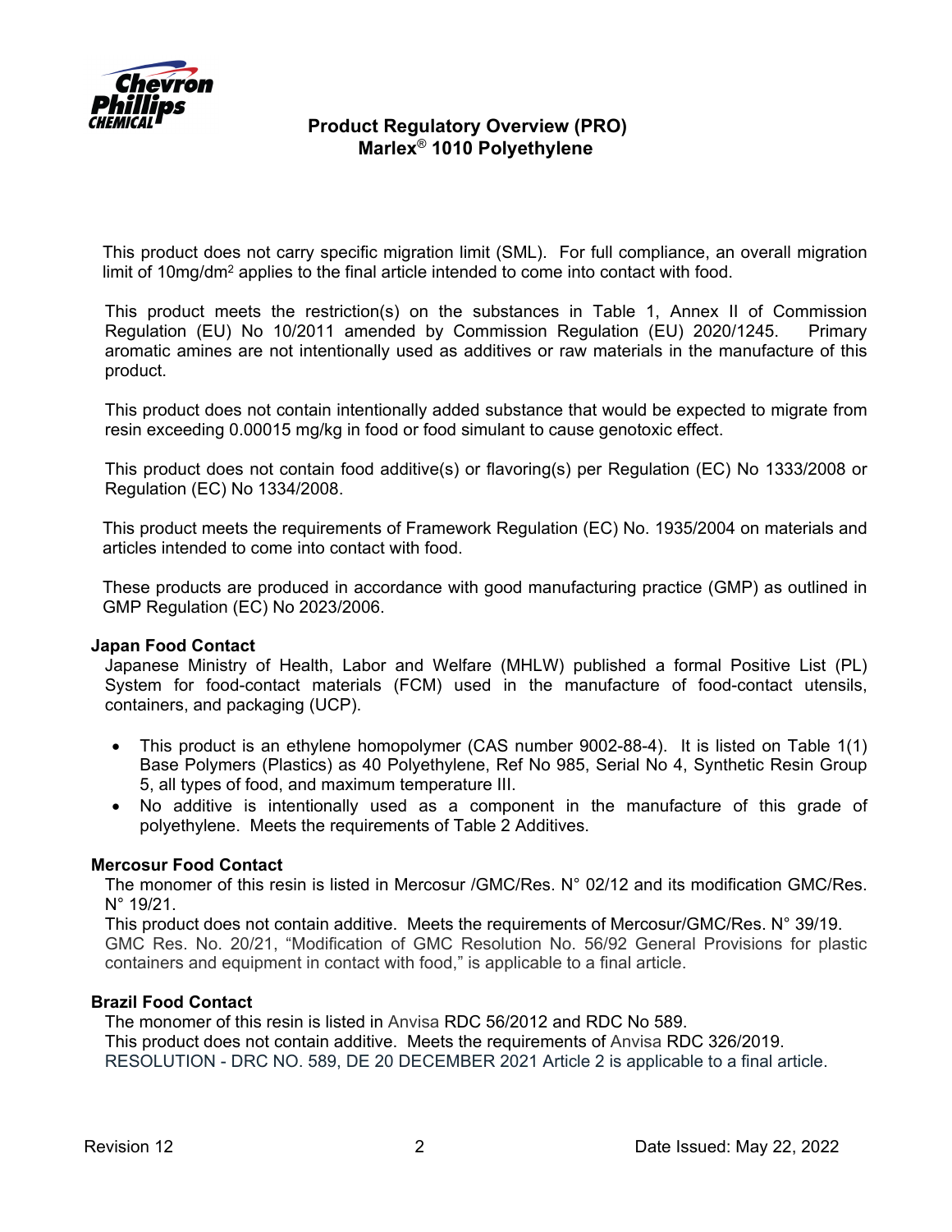This product does not carry specific migration limit (SML). For full compliance, an overall migration limit of 10mg/dm$^2$ applies to the final article intended to come into contact with food.

This product meets the restriction(s) on the substances in Table 1, Annex II of Commission Regulation (EU) No 10/2011 amended by Commission Regulation (EU) 2020/1245. Primary aromatic amines are not intentionally used as additives or raw materials in the manufacture of this product.

This product does not contain intentionally added substance that would be expected to migrate from resin exceeding 0.00015 mg/kg in food or food simulant to cause genotoxic effect.

This product does not contain food additive(s) or flavoring(s) per Regulation (EC) No 1333/2008 or Regulation (EC) No 1334/2008.

This product meets the requirements of Framework Regulation (EC) No. 1935/2004 on materials and articles intended to come into contact with food.

These products are produced in accordance with good manufacturing practice (GMP) as outlined in GMP Regulation (EC) No 2023/2006.

**Japan Food Contact**

Japanese Ministry of Health, Labor and Welfare (MHLW) published a formal Positive List (PL) System for food-contact materials (FCM) used in the manufacture of food-contact utensils, containers, and packaging (UCP).

- This product is an ethylene homopolymer (CAS number 9002-88-4). It is listed on Table 1(1) Base Polymers (Plastics) as 40 Polyethylene, Ref No 985, Serial No 4, Synthetic Resin Group 5, all types of food, and maximum temperature III.
- No additive is intentionally used as a component in the manufacture of this grade of polyethylene. Meets the requirements of Table 2 Additives.

**Mercosur Food Contact**

The monomer of this resin is listed in Mercosur /GMC/Res. N° 02/12 and its modification GMC/Res. N° 19/21.
This product does not contain additive. Meets the requirements of Mercosur/GMC/Res. N° 39/19.
GMC Res. No. 20/21, "Modification of GMC Resolution No. 56/92 General Provisions for plastic containers and equipment in contact with food," is applicable to a final article.

**Brazil Food Contact**

The monomer of this resin is listed in Anvisa RDC 56/2012 and RDC No 589.
This product does not contain additive. Meets the requirements of Anvisa RDC 326/2019.
RESOLUTION - DRC NO. 589, DE 20 DECEMBER 2021 Article 2 is applicable to a final article.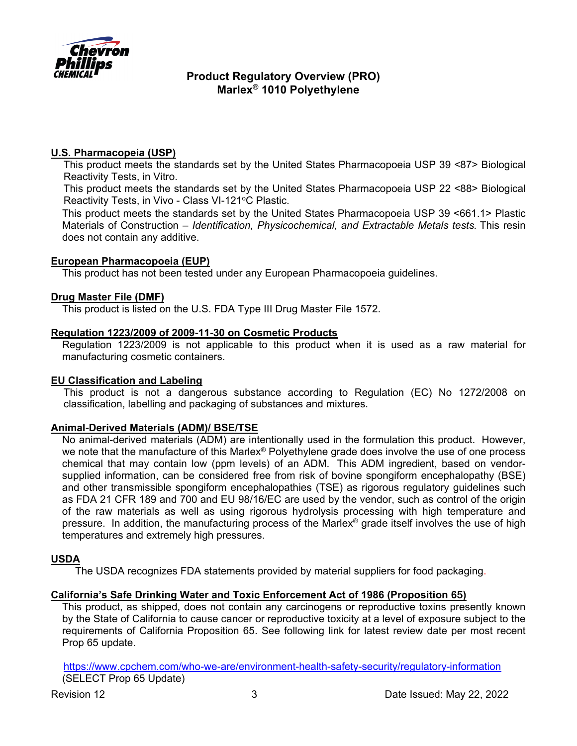## Product Regulatory Overview (PRO)
## Marlex® 1010 Polyethylene

### U.S. Pharmacopeia (USP)

This product meets the standards set by the United States Pharmacopoeia USP 39 <87> Biological Reactivity Tests, in Vitro.

This product meets the standards set by the United States Pharmacopoeia USP 22 <88> Biological Reactivity Tests, in Vivo - Class VI-121°C Plastic.

This product meets the standards set by the United States Pharmacopoeia USP 39 <661.1> Plastic Materials of Construction – *Identification, Physicochemical, and Extractable Metals tests.* This resin does not contain any additive.

### European Pharmacopoeia (EUP)

This product has not been tested under any European Pharmacopoeia guidelines.

### Drug Master File (DMF)

This product is listed on the U.S. FDA Type III Drug Master File 1572.

### Regulation 1223/2009 of 2009-11-30 on Cosmetic Products

Regulation 1223/2009 is not applicable to this product when it is used as a raw material for manufacturing cosmetic containers.

### EU Classification and Labeling

This product is not a dangerous substance according to Regulation (EC) No 1272/2008 on classification, labelling and packaging of substances and mixtures.

### Animal-Derived Materials (ADM)/ BSE/TSE

No animal-derived materials (ADM) are intentionally used in the formulation this product. However, we note that the manufacture of this Marlex® Polyethylene grade does involve the use of one process chemical that may contain low (ppm levels) of an ADM. This ADM ingredient, based on vendor-supplied information, can be considered free from risk of bovine spongiform encephalopathy (BSE) and other transmissible spongiform encephalopathies (TSE) as rigorous regulatory guidelines such as FDA 21 CFR 189 and 700 and EU 98/16/EC are used by the vendor, such as control of the origin of the raw materials as well as using rigorous hydrolysis processing with high temperature and pressure. In addition, the manufacturing process of the Marlex® grade itself involves the use of high temperatures and extremely high pressures.

### USDA

The USDA recognizes FDA statements provided by material suppliers for food packaging.

### California's Safe Drinking Water and Toxic Enforcement Act of 1986 (Proposition 65)

This product, as shipped, does not contain any carcinogens or reproductive toxins presently known by the State of California to cause cancer or reproductive toxicity at a level of exposure subject to the requirements of California Proposition 65. See following link for latest review date per most recent Prop 65 update.

https://www.cpchem.com/who-we-are/environment-health-safety-security/regulatory-information
(SELECT Prop 65 Update)

Revision 12 | Date Issued: May 22, 2022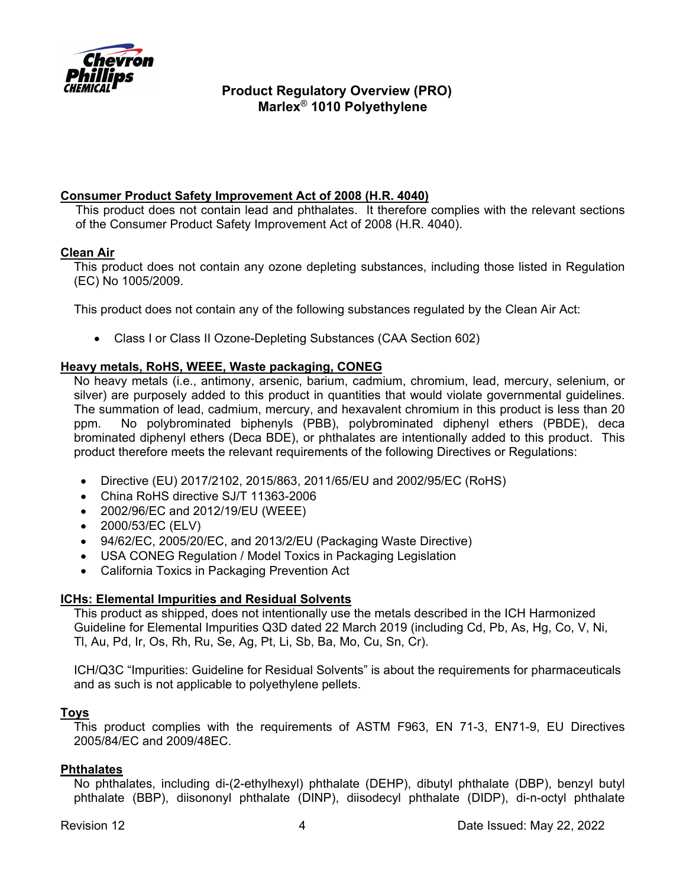**Consumer Product Safety Improvement Act of 2008 (H.R. 4040)**

This product does not contain lead and phthalates. It therefore complies with the relevant sections of the Consumer Product Safety Improvement Act of 2008 (H.R. 4040).

**Clean Air**

This product does not contain any ozone depleting substances, including those listed in Regulation (EC) No 1005/2009.

This product does not contain any of the following substances regulated by the Clean Air Act:

- Class I or Class II Ozone-Depleting Substances (CAA Section 602)

**Heavy metals, RoHS, WEEE, Waste packaging, CONEG**

No heavy metals (i.e., antimony, arsenic, barium, cadmium, chromium, lead, mercury, selenium, or silver) are purposely added to this product in quantities that would violate governmental guidelines. The summation of lead, cadmium, mercury, and hexavalent chromium in this product is less than 20 ppm. No polybrominated biphenyls (PBB), polybrominated diphenyl ethers (PBDE), deca brominated diphenyl ethers (Deca BDE), or phthalates are intentionally added to this product. This product therefore meets the relevant requirements of the following Directives or Regulations:

- Directive (EU) 2017/2102, 2015/863, 2011/65/EU and 2002/95/EC (RoHS)
- China RoHS directive SJ/T 11363-2006
- 2002/96/EC and 2012/19/EU (WEEE)
- 2000/53/EC (ELV)
- 94/62/EC, 2005/20/EC, and 2013/2/EU (Packaging Waste Directive)
- USA CONEG Regulation / Model Toxics in Packaging Legislation
- California Toxics in Packaging Prevention Act

**ICHs: Elemental Impurities and Residual Solvents**

This product as shipped, does not intentionally use the metals described in the ICH Harmonized Guideline for Elemental Impurities Q3D dated 22 March 2019 (including Cd, Pb, As, Hg, Co, V, Ni, Tl, Au, Pd, Ir, Os, Rh, Ru, Se, Ag, Pt, Li, Sb, Ba, Mo, Cu, Sn, Cr).

ICH/Q3C "Impurities: Guideline for Residual Solvents" is about the requirements for pharmaceuticals and as such is not applicable to polyethylene pellets.

**Toys**

This product complies with the requirements of ASTM F963, EN 71-3, EN71-9, EU Directives 2005/84/EC and 2009/48EC.

**Phthalates**

No phthalates, including di-(2-ethylhexyl) phthalate (DEHP), dibutyl phthalate (DBP), benzyl butyl phthalate (BBP), diisononyl phthalate (DINP), diisodecyl phthalate (DIDP), di-n-octyl phthalate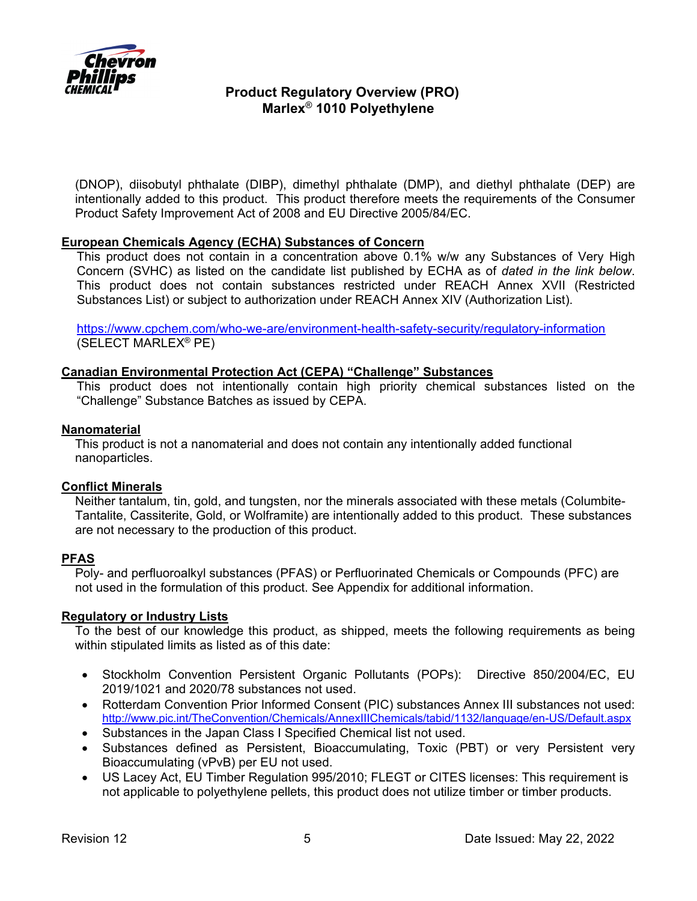(DNOP), diisobutyl phthalate (DIBP), dimethyl phthalate (DMP), and diethyl phthalate (DEP) are intentionally added to this product. This product therefore meets the requirements of the Consumer Product Safety Improvement Act of 2008 and EU Directive 2005/84/EC.

**European Chemicals Agency (ECHA) Substances of Concern**

This product does not contain in a concentration above 0.1% w/w any Substances of Very High Concern (SVHC) as listed on the candidate list published by ECHA as of *dated in the link below*. This product does not contain substances restricted under REACH Annex XVII (Restricted Substances List) or subject to authorization under REACH Annex XIV (Authorization List).

https://www.cpchem.com/who-we-are/environment-health-safety-security/regulatory-information
(SELECT MARLEX® PE)

**Canadian Environmental Protection Act (CEPA) "Challenge" Substances**

This product does not intentionally contain high priority chemical substances listed on the "Challenge" Substance Batches as issued by CEPA.

**Nanomaterial**

This product is not a nanomaterial and does not contain any intentionally added functional nanoparticles.

**Conflict Minerals**

Neither tantalum, tin, gold, and tungsten, nor the minerals associated with these metals (Columbite-Tantalite, Cassiterite, Gold, or Wolframite) are intentionally added to this product. These substances are not necessary to the production of this product.

**PFAS**

Poly- and perfluoroalkyl substances (PFAS) or Perfluorinated Chemicals or Compounds (PFC) are not used in the formulation of this product. See Appendix for additional information.

**Regulatory or Industry Lists**

To the best of our knowledge this product, as shipped, meets the following requirements as being within stipulated limits as listed as of this date:

- Stockholm Convention Persistent Organic Pollutants (POPs): Directive 850/2004/EC, EU 2019/1021 and 2020/78 substances not used.
- Rotterdam Convention Prior Informed Consent (PIC) substances Annex III substances not used: http://www.pic.int/TheConvention/Chemicals/AnnexIIIChemicals/tabid/1132/language/en-US/Default.aspx
- Substances in the Japan Class I Specified Chemical list not used.
- Substances defined as Persistent, Bioaccumulating, Toxic (PBT) or very Persistent very Bioaccumulating (vPvB) per EU not used.
- US Lacey Act, EU Timber Regulation 995/2010; FLEGT or CITES licenses: This requirement is not applicable to polyethylene pellets, this product does not utilize timber or timber products.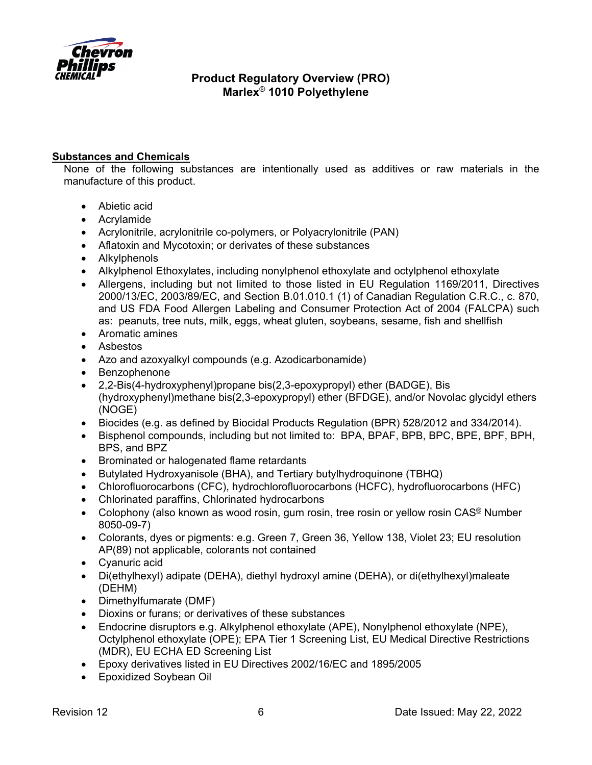# Product Regulatory Overview (PRO)
# Marlex® 1010 Polyethylene

**Substances and Chemicals**

None of the following substances are intentionally used as additives or raw materials in the manufacture of this product.

- Abietic acid
- Acrylamide
- Acrylonitrile, acrylonitrile co-polymers, or Polyacrylonitrile (PAN)
- Aflatoxin and Mycotoxin; or derivates of these substances
- Alkylphenols
- Alkylphenol Ethoxylates, including nonylphenol ethoxylate and octylphenol ethoxylate
- Allergens, including but not limited to those listed in EU Regulation 1169/2011, Directives 2000/13/EC, 2003/89/EC, and Section B.01.010.1 (1) of Canadian Regulation C.R.C., c. 870, and US FDA Food Allergen Labeling and Consumer Protection Act of 2004 (FALCPA) such as: peanuts, tree nuts, milk, eggs, wheat gluten, soybeans, sesame, fish and shellfish
- Aromatic amines
- Asbestos
- Azo and azoxyalkyl compounds (e.g. Azodicarbonamide)
- Benzophenone
- 2,2-Bis(4-hydroxyphenyl)propane bis(2,3-epoxypropyl) ether (BADGE), Bis (hydroxyphenyl)methane bis(2,3-epoxypropyl) ether (BFDGE), and/or Novolac glycidyl ethers (NOGE)
- Biocides (e.g. as defined by Biocidal Products Regulation (BPR) 528/2012 and 334/2014).
- Bisphenol compounds, including but not limited to: BPA, BPAF, BPB, BPC, BPE, BPF, BPH, BPS, and BPZ
- Brominated or halogenated flame retardants
- Butylated Hydroxyanisole (BHA), and Tertiary butylhydroquinone (TBHQ)
- Chlorofluorocarbons (CFC), hydrochlorofluorocarbons (HCFC), hydrofluorocarbons (HFC)
- Chlorinated paraffins, Chlorinated hydrocarbons
- Colophony (also known as wood rosin, gum rosin, tree rosin or yellow rosin CAS® Number 8050-09-7)
- Colorants, dyes or pigments: e.g. Green 7, Green 36, Yellow 138, Violet 23; EU resolution AP(89) not applicable, colorants not contained
- Cyanuric acid
- Di(ethylhexyl) adipate (DEHA), diethyl hydroxyl amine (DEHA), or di(ethylhexyl)maleate (DEHM)
- Dimethylfumarate (DMF)
- Dioxins or furans; or derivatives of these substances
- Endocrine disruptors e.g. Alkylphenol ethoxylate (APE), Nonylphenol ethoxylate (NPE), Octylphenol ethoxylate (OPE); EPA Tier 1 Screening List, EU Medical Directive Restrictions (MDR), EU ECHA ED Screening List
- Epoxy derivatives listed in EU Directives 2002/16/EC and 1895/2005
- Epoxidized Soybean Oil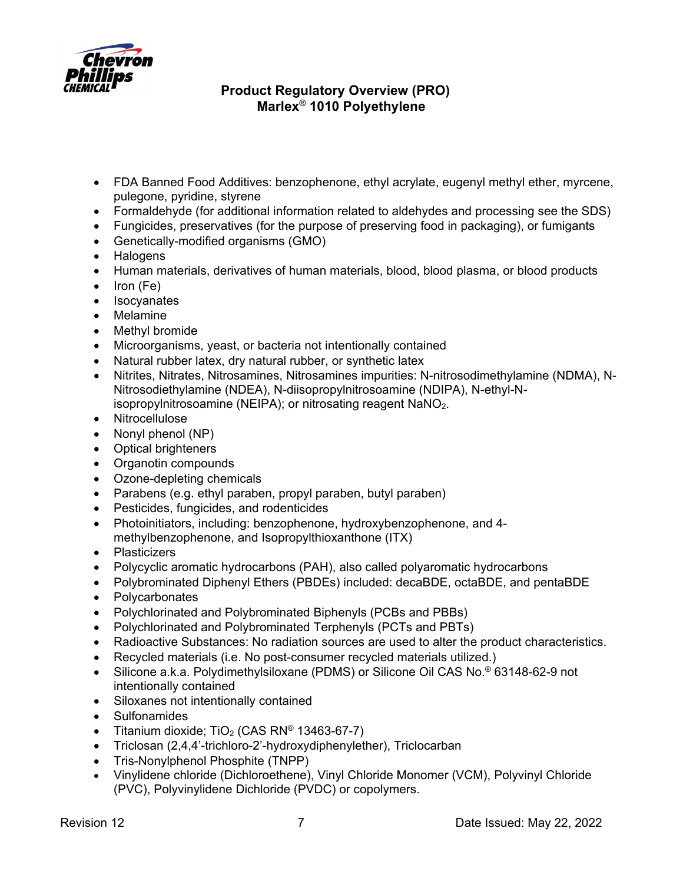- FDA Banned Food Additives: benzophenone, ethyl acrylate, eugenyl methyl ether, myrcene, pulegone, pyridine, styrene
- Formaldehyde (for additional information related to aldehydes and processing see the SDS)
- Fungicides, preservatives (for the purpose of preserving food in packaging), or fumigants
- Genetically-modified organisms (GMO)
- Halogens
- Human materials, derivatives of human materials, blood, blood plasma, or blood products
- Iron (Fe)
- Isocyanates
- Melamine
- Methyl bromide
- Microorganisms, yeast, or bacteria not intentionally contained
- Natural rubber latex, dry natural rubber, or synthetic latex
- Nitrites, Nitrates, Nitrosamines, Nitrosamines impurities: N-nitrosodimethylamine (NDMA), N-Nitrosodiethylamine (NDEA), N-diisopropylnitrosoamine (NDIPA), N-ethyl-N-isopropylnitrosoamine (NEIPA); or nitrosating reagent $NaNO_2$.
- Nitrocellulose
- Nonyl phenol (NP)
- Optical brighteners
- Organotin compounds
- Ozone-depleting chemicals
- Parabens (e.g. ethyl paraben, propyl paraben, butyl paraben)
- Pesticides, fungicides, and rodenticides
- Photoinitiators, including: benzophenone, hydroxybenzophenone, and 4-methylbenzophenone, and Isopropylthioxanthone (ITX)
- Plasticizers
- Polycyclic aromatic hydrocarbons (PAH), also called polyaromatic hydrocarbons
- Polybrominated Diphenyl Ethers (PBDEs) included: decaBDE, octaBDE, and pentaBDE
- Polycarbonates
- Polychlorinated and Polybrominated Biphenyls (PCBs and PBBs)
- Polychlorinated and Polybrominated Terphenyls (PCTs and PBTs)
- Radioactive Substances: No radiation sources are used to alter the product characteristics.
- Recycled materials (i.e. No post-consumer recycled materials utilized.)
- Silicone a.k.a. Polydimethylsiloxane (PDMS) or Silicone Oil CAS No.® 63148-62-9 not intentionally contained
- Siloxanes not intentionally contained
- Sulfonamides
- Titanium dioxide; $TiO_2$ (CAS RN® 13463-67-7)
- Triclosan (2,4,4'-trichloro-2'-hydroxydiphenylether), Triclocarban
- Tris-Nonylphenol Phosphite (TNPP)
- Vinylidene chloride (Dichloroethene), Vinyl Chloride Monomer (VCM), Polyvinyl Chloride (PVC), Polyvinylidene Dichloride (PVDC) or copolymers.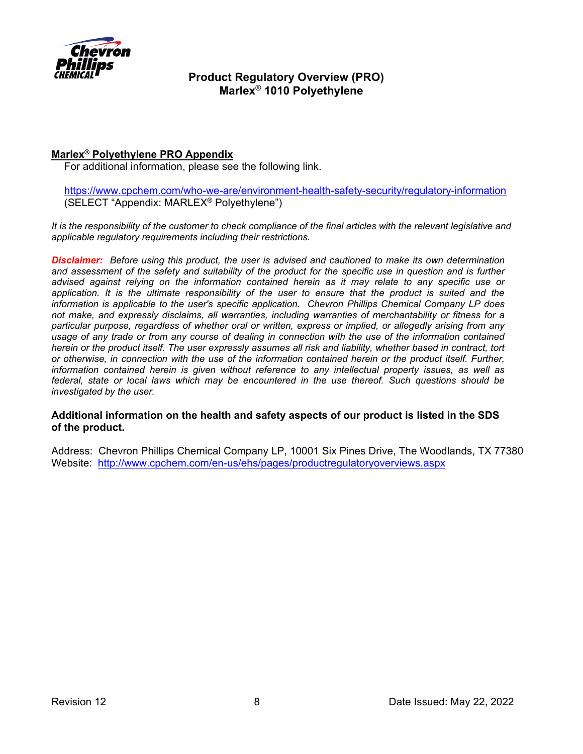**Product Regulatory Overview (PRO)**
**Marlex® 1010 Polyethylene**

**Marlex® Polyethylene PRO Appendix**

For additional information, please see the following link.

https://www.cpchem.com/who-we-are/environment-health-safety-security/regulatory-information
(SELECT “Appendix: MARLEX® Polyethylene”)

*It is the responsibility of the customer to check compliance of the final articles with the relevant legislative and applicable regulatory requirements including their restrictions.*

***Disclaimer:*** *Before using this product, the user is advised and cautioned to make its own determination and assessment of the safety and suitability of the product for the specific use in question and is further advised against relying on the information contained herein as it may relate to any specific use or application. It is the ultimate responsibility of the user to ensure that the product is suited and the information is applicable to the user's specific application. Chevron Phillips Chemical Company LP does not make, and expressly disclaims, all warranties, including warranties of merchantability or fitness for a particular purpose, regardless of whether oral or written, express or implied, or allegedly arising from any usage of any trade or from any course of dealing in connection with the use of the information contained herein or the product itself. The user expressly assumes all risk and liability, whether based in contract, tort or otherwise, in connection with the use of the information contained herein or the product itself. Further, information contained herein is given without reference to any intellectual property issues, as well as federal, state or local laws which may be encountered in the use thereof. Such questions should be investigated by the user.*

**Additional information on the health and safety aspects of our product is listed in the SDS of the product.**

Address: Chevron Phillips Chemical Company LP, 10001 Six Pines Drive, The Woodlands, TX 77380
Website: http://www.cpchem.com/en-us/ehs/pages/productregulatoryoverviews.aspx

Revision 12 Date Issued: May 22, 2022